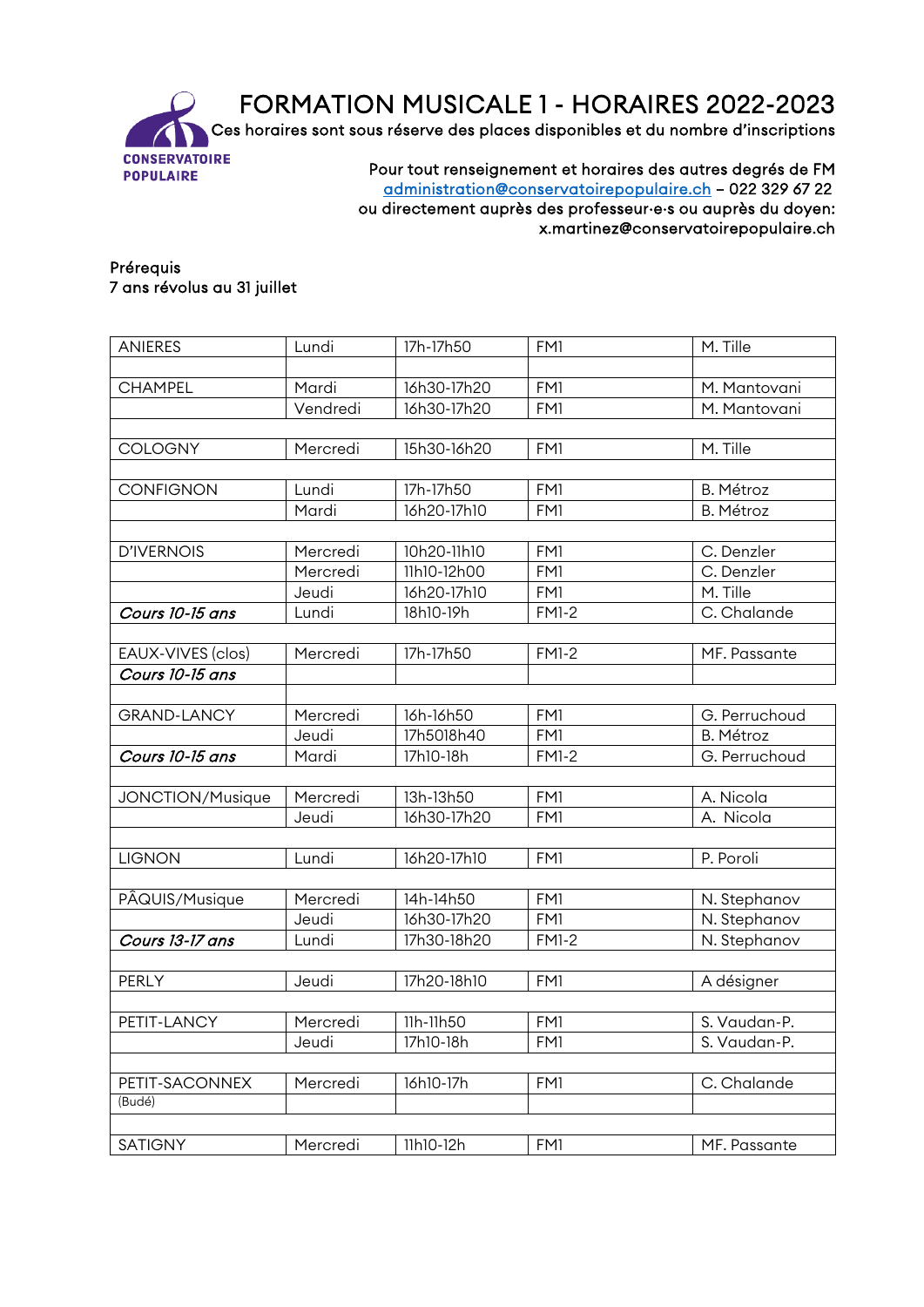CONSERVATOIRE POPULAIRE

# FORMATION MUSICALE 1 - HORAIRES 2022-2023

Ces horaires sont sous réserve des places disponibles et du nombre d'inscriptions

Pour tout renseignement et horaires des autres degrés de FM
administration@conservatoirepopulaire.ch – 022 329 67 22
ou directement auprès des professeur·e·s ou auprès du doyen:
x.martinez@conservatoirepopulaire.ch

Prérequis
7 ans révolus au 31 juillet

| | | | | |
|---|---|---|---|---|
| ANIERES | Lundi | 17h-17h50 | FM1 | M. Tille |
| | | | | |
| CHAMPEL | Mardi | 16h30-17h20 | FM1 | M. Mantovani |
| | Vendredi | 16h30-17h20 | FM1 | M. Mantovani |
| | | | | |
| COLOGNY | Mercredi | 15h30-16h20 | FM1 | M. Tille |
| | | | | |
| CONFIGNON | Lundi | 17h-17h50 | FM1 | B. Métroz |
| | Mardi | 16h20-17h10 | FM1 | B. Métroz |
| | | | | |
| D'IVERNOIS | Mercredi | 10h20-11h10 | FM1 | C. Denzler |
| | Mercredi | 11h10-12h00 | FM1 | C. Denzler |
| | Jeudi | 16h20-17h10 | FM1 | M. Tille |
| ***Cours 10-15 ans*** | Lundi | 18h10-19h | FM1-2 | C. Chalande |
| | | | | |
| EAUX-VIVES (clos) | Mercredi | 17h-17h50 | FM1-2 | MF. Passante |
| ***Cours 10-15 ans*** | | | | |
| | | | | |
| GRAND-LANCY | Mercredi | 16h-16h50 | FM1 | G. Perruchoud |
| | Jeudi | 17h5018h40 | FM1 | B. Métroz |
| ***Cours 10-15 ans*** | Mardi | 17h10-18h | FM1-2 | G. Perruchoud |
| | | | | |
| JONCTION/Musique | Mercredi | 13h-13h50 | FM1 | A. Nicola |
| | Jeudi | 16h30-17h20 | FM1 | A. Nicola |
| | | | | |
| LIGNON | Lundi | 16h20-17h10 | FM1 | P. Poroli |
| | | | | |
| PÂQUIS/Musique | Mercredi | 14h-14h50 | FM1 | N. Stephanov |
| | Jeudi | 16h30-17h20 | FM1 | N. Stephanov |
| ***Cours 13-17 ans*** | Lundi | 17h30-18h20 | FM1-2 | N. Stephanov |
| | | | | |
| PERLY | Jeudi | 17h20-18h10 | FM1 | A désigner |
| | | | | |
| PETIT-LANCY | Mercredi | 11h-11h50 | FM1 | S. Vaudan-P. |
| | Jeudi | 17h10-18h | FM1 | S. Vaudan-P. |
| | | | | |
| PETIT-SACONNEX | Mercredi | 16h10-17h | FM1 | C. Chalande |
| (Budé) | | | | |
| | | | | |
| SATIGNY | Mercredi | 11h10-12h | FM1 | MF. Passante |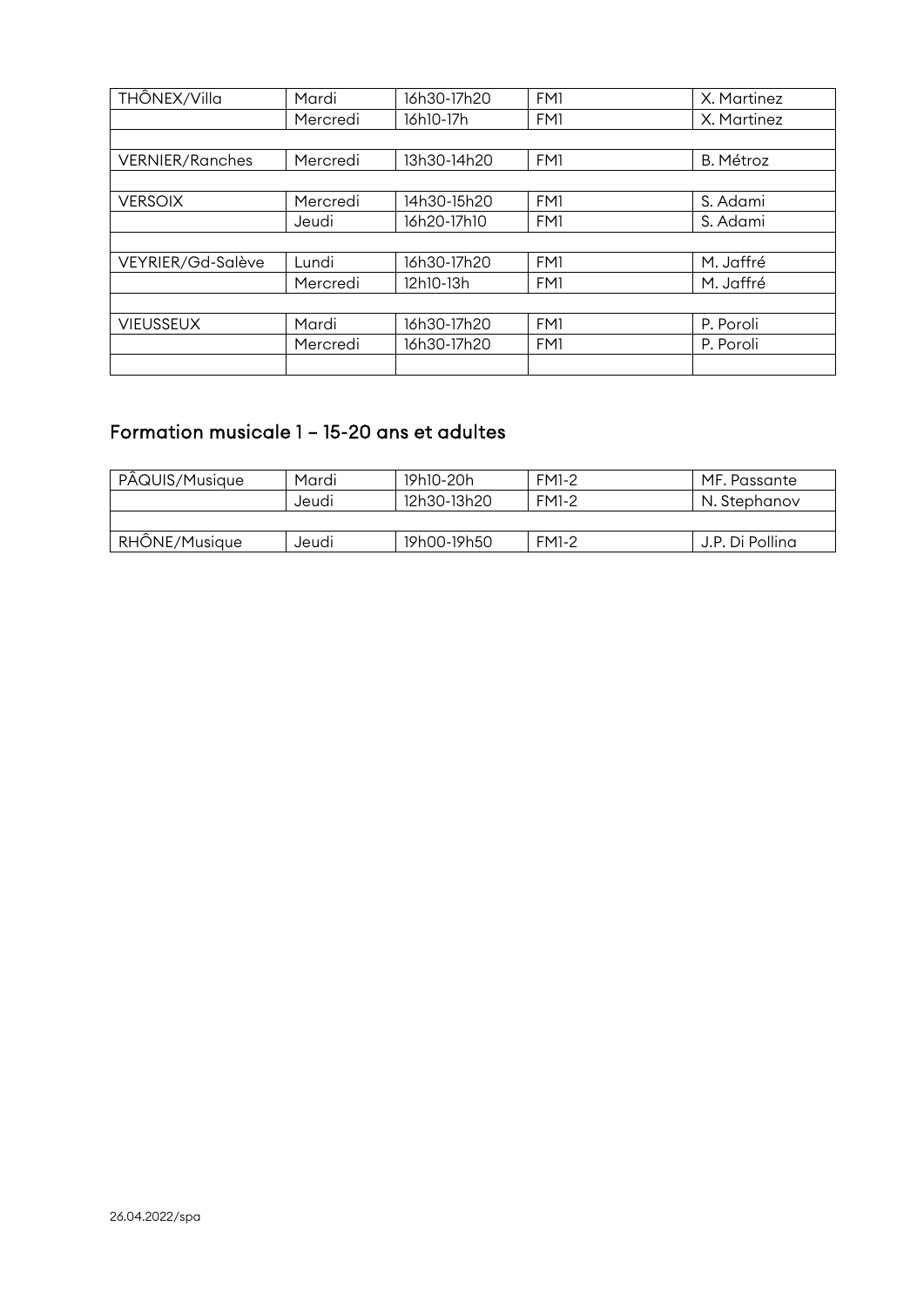| | | | | |
|---|---|---|---|---|
| THÔNEX/Villa | Mardi | 16h30-17h20 | FM1 | X. Martinez |
| | Mercredi | 16h10-17h | FM1 | X. Martinez |
| | | | | |
| VERNIER/Ranches | Mercredi | 13h30-14h20 | FM1 | B. Métroz |
| | | | | |
| VERSOIX | Mercredi | 14h30-15h20 | FM1 | S. Adami |
| | Jeudi | 16h20-17h10 | FM1 | S. Adami |
| | | | | |
| VEYRIER/Gd-Salève | Lundi | 16h30-17h20 | FM1 | M. Jaffré |
| | Mercredi | 12h10-13h | FM1 | M. Jaffré |
| | | | | |
| VIEUSSEUX | Mardi | 16h30-17h20 | FM1 | P. Poroli |
| | Mercredi | 16h30-17h20 | FM1 | P. Poroli |
| | | | | |

## Formation musicale 1 – 15-20 ans et adultes

| | | | | |
|---|---|---|---|---|
| PÂQUIS/Musique | Mardi | 19h10-20h | FM1-2 | MF. Passante |
| | Jeudi | 12h30-13h20 | FM1-2 | N. Stephanov |
| | | | | |
| RHÔNE/Musique | Jeudi | 19h00-19h50 | FM1-2 | J.P. Di Pollina |

26.04.2022/spa